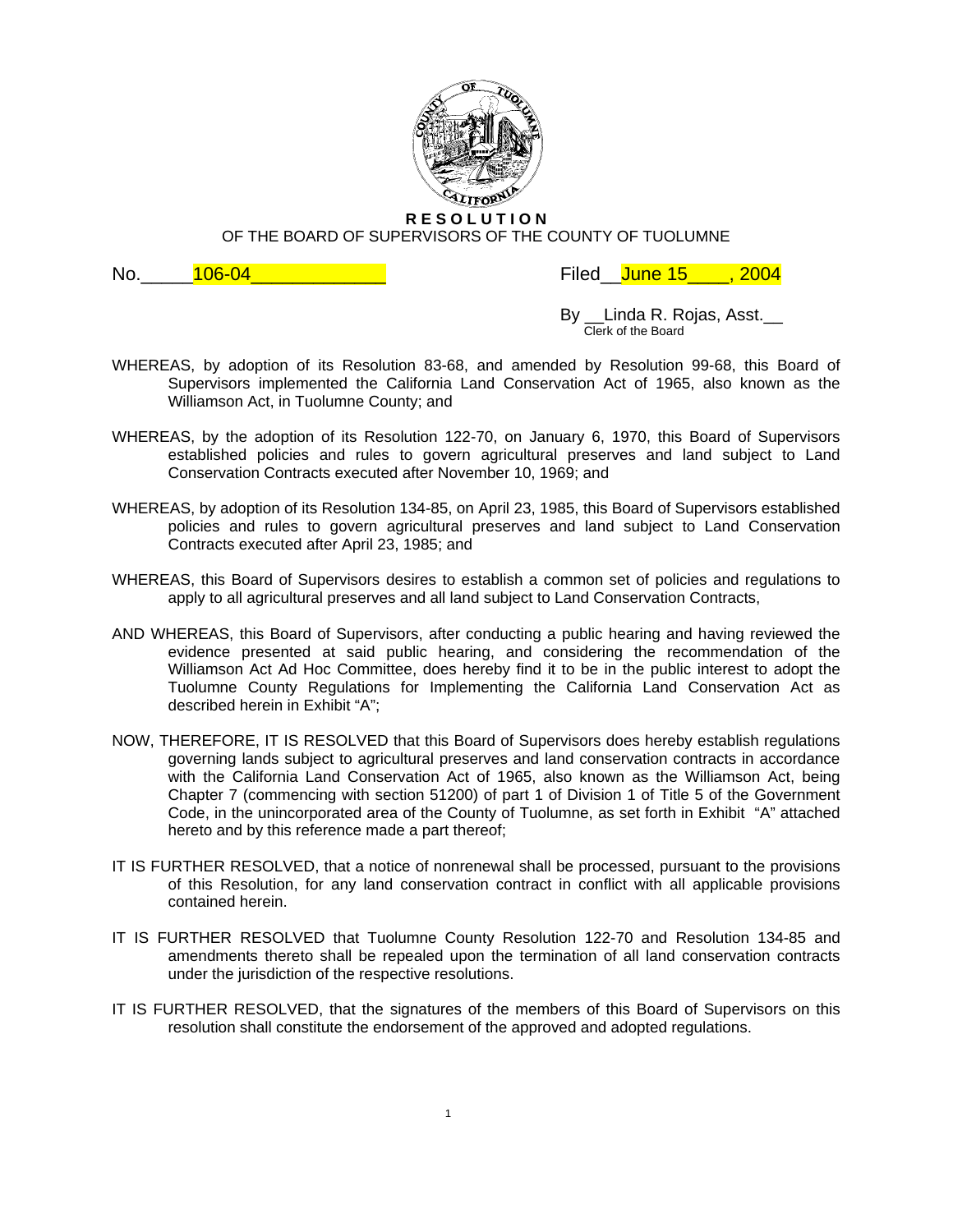# RESOLUTION

OF THE BOARD OF SUPERVISORS OF THE COUNTY OF TUOLUMNE

No.\_\_\_\_\_106-04\_\_\_\_\_\_\_\_\_\_\_\_\_ Filed\_\_June 15\_\_\_\_, 2004

By \_\_Linda R. Rojas, Asst.\_\_
Clerk of the Board

WHEREAS, by adoption of its Resolution 83-68, and amended by Resolution 99-68, this Board of Supervisors implemented the California Land Conservation Act of 1965, also known as the Williamson Act, in Tuolumne County; and

WHEREAS, by the adoption of its Resolution 122-70, on January 6, 1970, this Board of Supervisors established policies and rules to govern agricultural preserves and land subject to Land Conservation Contracts executed after November 10, 1969; and

WHEREAS, by adoption of its Resolution 134-85, on April 23, 1985, this Board of Supervisors established policies and rules to govern agricultural preserves and land subject to Land Conservation Contracts executed after April 23, 1985; and

WHEREAS, this Board of Supervisors desires to establish a common set of policies and regulations to apply to all agricultural preserves and all land subject to Land Conservation Contracts,

AND WHEREAS, this Board of Supervisors, after conducting a public hearing and having reviewed the evidence presented at said public hearing, and considering the recommendation of the Williamson Act Ad Hoc Committee, does hereby find it to be in the public interest to adopt the Tuolumne County Regulations for Implementing the California Land Conservation Act as described herein in Exhibit "A";

NOW, THEREFORE, IT IS RESOLVED that this Board of Supervisors does hereby establish regulations governing lands subject to agricultural preserves and land conservation contracts in accordance with the California Land Conservation Act of 1965, also known as the Williamson Act, being Chapter 7 (commencing with section 51200) of part 1 of Division 1 of Title 5 of the Government Code, in the unincorporated area of the County of Tuolumne, as set forth in Exhibit "A" attached hereto and by this reference made a part thereof;

IT IS FURTHER RESOLVED, that a notice of nonrenewal shall be processed, pursuant to the provisions of this Resolution, for any land conservation contract in conflict with all applicable provisions contained herein.

IT IS FURTHER RESOLVED that Tuolumne County Resolution 122-70 and Resolution 134-85 and amendments thereto shall be repealed upon the termination of all land conservation contracts under the jurisdiction of the respective resolutions.

IT IS FURTHER RESOLVED, that the signatures of the members of this Board of Supervisors on this resolution shall constitute the endorsement of the approved and adopted regulations.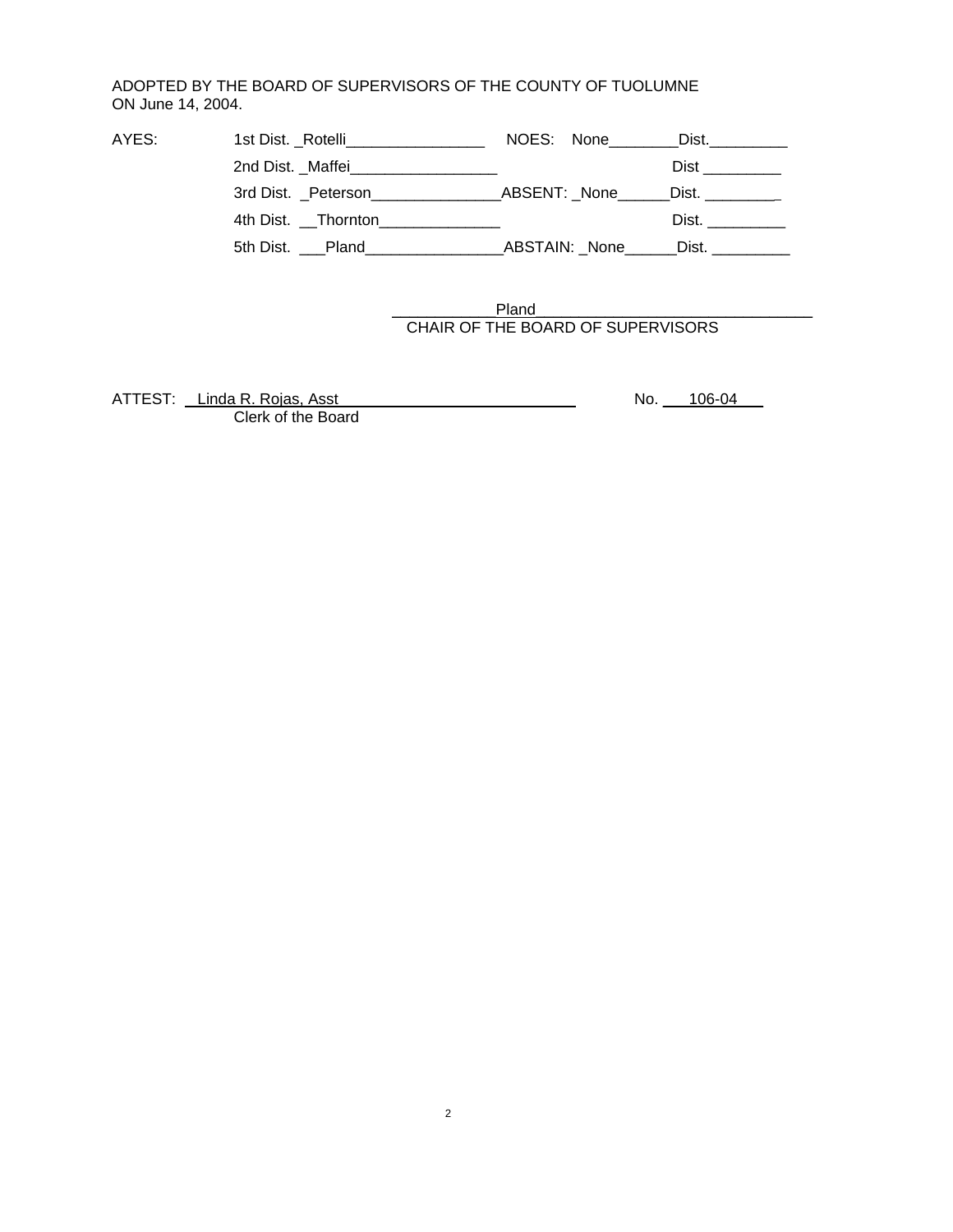ADOPTED BY THE BOARD OF SUPERVISORS OF THE COUNTY OF TUOLUMNE
ON June 14, 2004.

| AYES: | | | |
|---|---|---|---|
| | 1st Dist. _Rotelli________________ | NOES: None________ | Dist._________ |
| | 2nd Dist. _Maffei_________________ | | Dist _________ |
| | 3rd Dist. _Peterson_______________ | ABSENT: _None______ | Dist. ________ |
| | 4th Dist. __Thornton______________ | | Dist. _________ |
| | 5th Dist. ___Pland________________ | ABSTAIN: _None______ | Dist. _________ |

____________Pland_______________________________
CHAIR OF THE BOARD OF SUPERVISORS

ATTEST: __Linda R. Rojas, Asst____________________________
Clerk of the Board

No. ___106-04___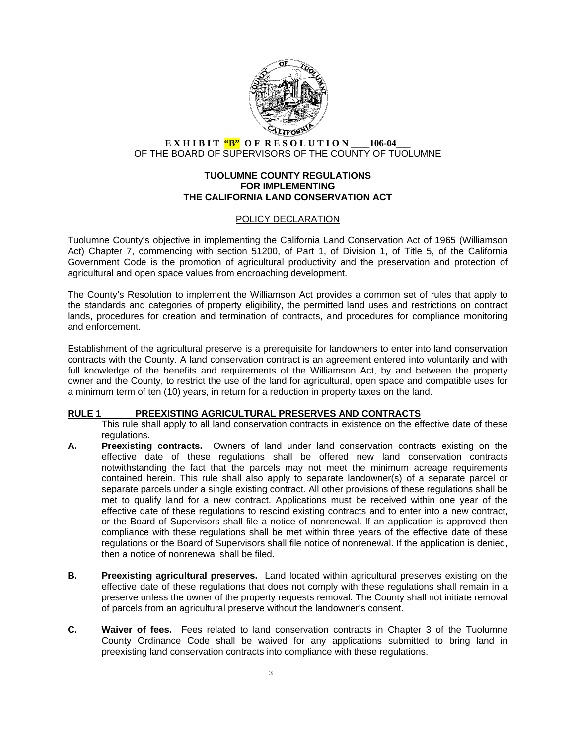**EXHIBIT "B" OF RESOLUTION \_\_\_\_106-04\_\_\_**
OF THE BOARD OF SUPERVISORS OF THE COUNTY OF TUOLUMNE

**TUOLUMNE COUNTY REGULATIONS**
**FOR IMPLEMENTING**
**THE CALIFORNIA LAND CONSERVATION ACT**

## POLICY DECLARATION

Tuolumne County's objective in implementing the California Land Conservation Act of 1965 (Williamson Act) Chapter 7, commencing with section 51200, of Part 1, of Division 1, of Title 5, of the California Government Code is the promotion of agricultural productivity and the preservation and protection of agricultural and open space values from encroaching development.

The County's Resolution to implement the Williamson Act provides a common set of rules that apply to the standards and categories of property eligibility, the permitted land uses and restrictions on contract lands, procedures for creation and termination of contracts, and procedures for compliance monitoring and enforcement.

Establishment of the agricultural preserve is a prerequisite for landowners to enter into land conservation contracts with the County. A land conservation contract is an agreement entered into voluntarily and with full knowledge of the benefits and requirements of the Williamson Act, by and between the property owner and the County, to restrict the use of the land for agricultural, open space and compatible uses for a minimum term of ten (10) years, in return for a reduction in property taxes on the land.

## RULE 1 PREEXISTING AGRICULTURAL PRESERVES AND CONTRACTS

This rule shall apply to all land conservation contracts in existence on the effective date of these regulations.

**A. Preexisting contracts.** Owners of land under land conservation contracts existing on the effective date of these regulations shall be offered new land conservation contracts notwithstanding the fact that the parcels may not meet the minimum acreage requirements contained herein. This rule shall also apply to separate landowner(s) of a separate parcel or separate parcels under a single existing contract. All other provisions of these regulations shall be met to qualify land for a new contract. Applications must be received within one year of the effective date of these regulations to rescind existing contracts and to enter into a new contract, or the Board of Supervisors shall file a notice of nonrenewal. If an application is approved then compliance with these regulations shall be met within three years of the effective date of these regulations or the Board of Supervisors shall file notice of nonrenewal. If the application is denied, then a notice of nonrenewal shall be filed.

**B. Preexisting agricultural preserves.** Land located within agricultural preserves existing on the effective date of these regulations that does not comply with these regulations shall remain in a preserve unless the owner of the property requests removal. The County shall not initiate removal of parcels from an agricultural preserve without the landowner's consent.

**C. Waiver of fees.** Fees related to land conservation contracts in Chapter 3 of the Tuolumne County Ordinance Code shall be waived for any applications submitted to bring land in preexisting land conservation contracts into compliance with these regulations.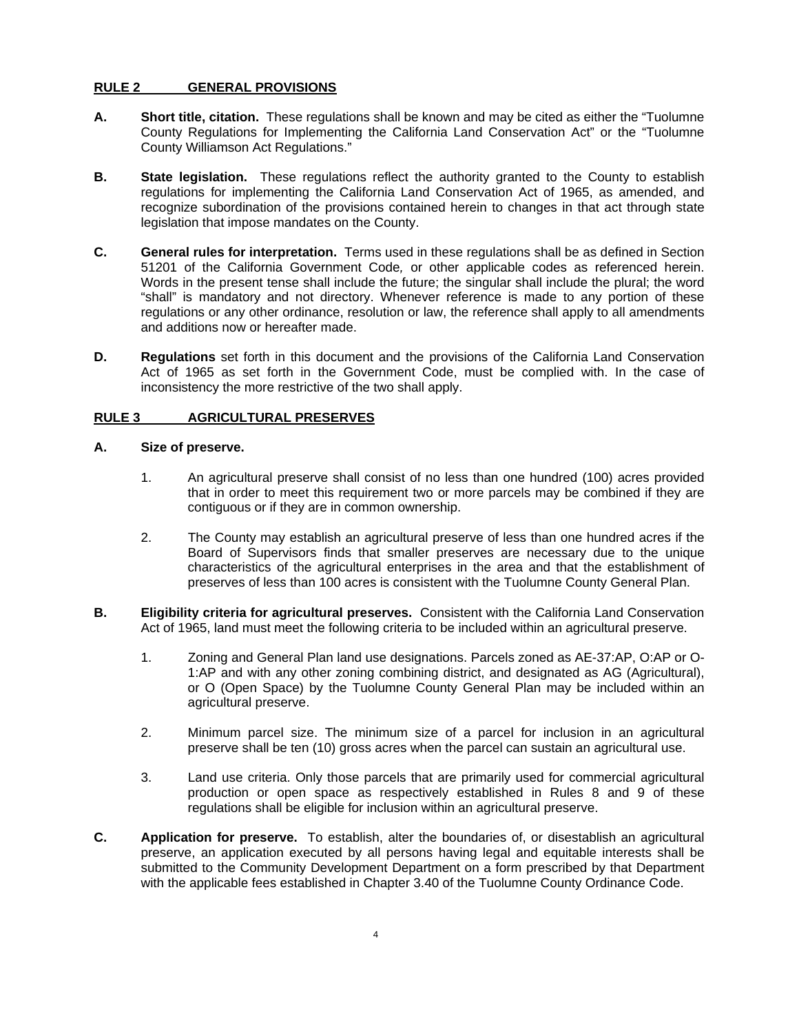## RULE 2 GENERAL PROVISIONS

**A. Short title, citation.** These regulations shall be known and may be cited as either the "Tuolumne County Regulations for Implementing the California Land Conservation Act" or the "Tuolumne County Williamson Act Regulations."

**B. State legislation.** These regulations reflect the authority granted to the County to establish regulations for implementing the California Land Conservation Act of 1965, as amended, and recognize subordination of the provisions contained herein to changes in that act through state legislation that impose mandates on the County.

**C. General rules for interpretation.** Terms used in these regulations shall be as defined in Section 51201 of the California Government Code*,* or other applicable codes as referenced herein. Words in the present tense shall include the future; the singular shall include the plural; the word "shall" is mandatory and not directory. Whenever reference is made to any portion of these regulations or any other ordinance, resolution or law, the reference shall apply to all amendments and additions now or hereafter made.

**D. Regulations** set forth in this document and the provisions of the California Land Conservation Act of 1965 as set forth in the Government Code, must be complied with. In the case of inconsistency the more restrictive of the two shall apply.

## RULE 3 AGRICULTURAL PRESERVES

**A. Size of preserve.**

1. An agricultural preserve shall consist of no less than one hundred (100) acres provided that in order to meet this requirement two or more parcels may be combined if they are contiguous or if they are in common ownership.

2. The County may establish an agricultural preserve of less than one hundred acres if the Board of Supervisors finds that smaller preserves are necessary due to the unique characteristics of the agricultural enterprises in the area and that the establishment of preserves of less than 100 acres is consistent with the Tuolumne County General Plan.

**B. Eligibility criteria for agricultural preserves.** Consistent with the California Land Conservation Act of 1965, land must meet the following criteria to be included within an agricultural preserve.

1. Zoning and General Plan land use designations. Parcels zoned as AE-37:AP, O:AP or O-1:AP and with any other zoning combining district, and designated as AG (Agricultural), or O (Open Space) by the Tuolumne County General Plan may be included within an agricultural preserve.

2. Minimum parcel size. The minimum size of a parcel for inclusion in an agricultural preserve shall be ten (10) gross acres when the parcel can sustain an agricultural use.

3. Land use criteria. Only those parcels that are primarily used for commercial agricultural production or open space as respectively established in Rules 8 and 9 of these regulations shall be eligible for inclusion within an agricultural preserve.

**C. Application for preserve.** To establish, alter the boundaries of, or disestablish an agricultural preserve, an application executed by all persons having legal and equitable interests shall be submitted to the Community Development Department on a form prescribed by that Department with the applicable fees established in Chapter 3.40 of the Tuolumne County Ordinance Code.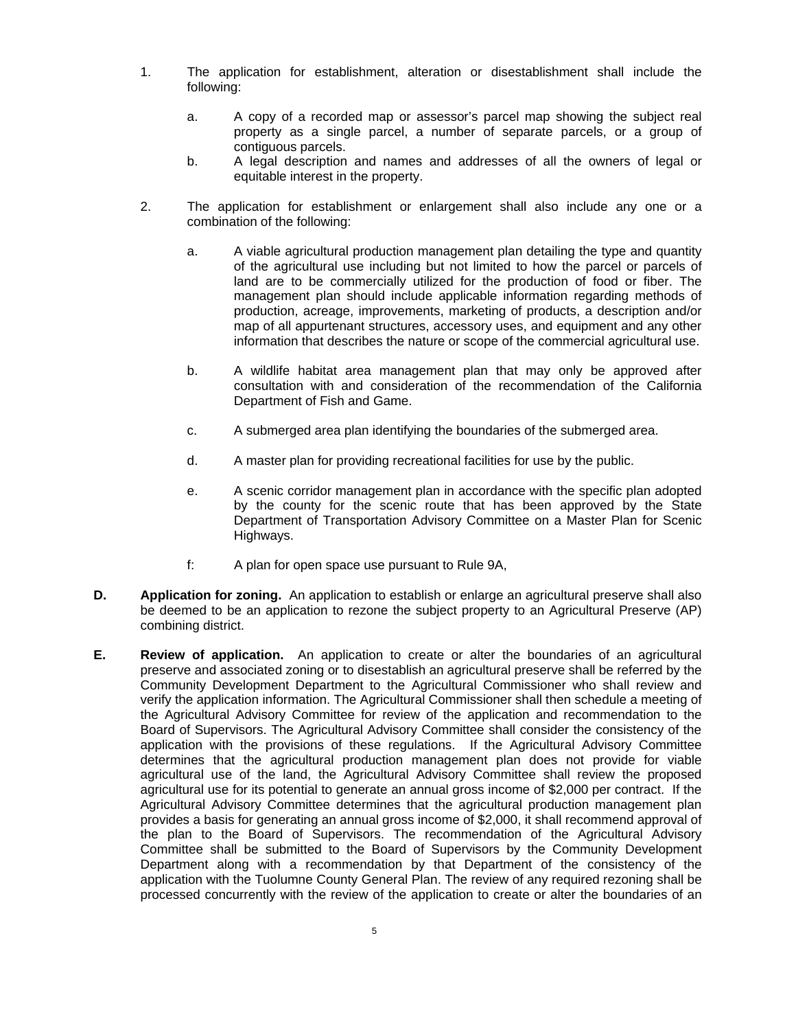1. The application for establishment, alteration or disestablishment shall include the following:

    a. A copy of a recorded map or assessor's parcel map showing the subject real property as a single parcel, a number of separate parcels, or a group of contiguous parcels.
    b. A legal description and names and addresses of all the owners of legal or equitable interest in the property.

2. The application for establishment or enlargement shall also include any one or a combination of the following:

    a. A viable agricultural production management plan detailing the type and quantity of the agricultural use including but not limited to how the parcel or parcels of land are to be commercially utilized for the production of food or fiber. The management plan should include applicable information regarding methods of production, acreage, improvements, marketing of products, a description and/or map of all appurtenant structures, accessory uses, and equipment and any other information that describes the nature or scope of the commercial agricultural use.

    b. A wildlife habitat area management plan that may only be approved after consultation with and consideration of the recommendation of the California Department of Fish and Game.

    c. A submerged area plan identifying the boundaries of the submerged area.

    d. A master plan for providing recreational facilities for use by the public.

    e. A scenic corridor management plan in accordance with the specific plan adopted by the county for the scenic route that has been approved by the State Department of Transportation Advisory Committee on a Master Plan for Scenic Highways.

    f: A plan for open space use pursuant to Rule 9A,

**D. Application for zoning.** An application to establish or enlarge an agricultural preserve shall also be deemed to be an application to rezone the subject property to an Agricultural Preserve (AP) combining district.

**E. Review of application.** An application to create or alter the boundaries of an agricultural preserve and associated zoning or to disestablish an agricultural preserve shall be referred by the Community Development Department to the Agricultural Commissioner who shall review and verify the application information. The Agricultural Commissioner shall then schedule a meeting of the Agricultural Advisory Committee for review of the application and recommendation to the Board of Supervisors. The Agricultural Advisory Committee shall consider the consistency of the application with the provisions of these regulations. If the Agricultural Advisory Committee determines that the agricultural production management plan does not provide for viable agricultural use of the land, the Agricultural Advisory Committee shall review the proposed agricultural use for its potential to generate an annual gross income of $2,000 per contract. If the Agricultural Advisory Committee determines that the agricultural production management plan provides a basis for generating an annual gross income of $2,000, it shall recommend approval of the plan to the Board of Supervisors. The recommendation of the Agricultural Advisory Committee shall be submitted to the Board of Supervisors by the Community Development Department along with a recommendation by that Department of the consistency of the application with the Tuolumne County General Plan. The review of any required rezoning shall be processed concurrently with the review of the application to create or alter the boundaries of an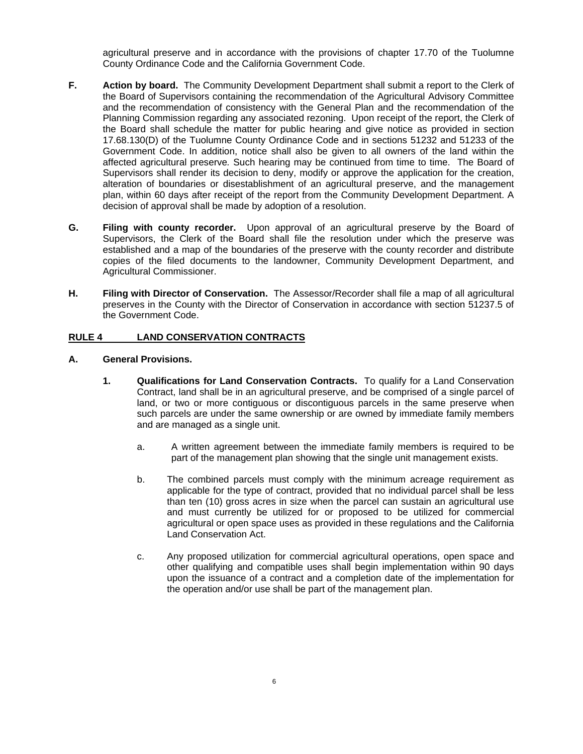agricultural preserve and in accordance with the provisions of chapter 17.70 of the Tuolumne County Ordinance Code and the California Government Code.

**F. Action by board.** The Community Development Department shall submit a report to the Clerk of the Board of Supervisors containing the recommendation of the Agricultural Advisory Committee and the recommendation of consistency with the General Plan and the recommendation of the Planning Commission regarding any associated rezoning. Upon receipt of the report, the Clerk of the Board shall schedule the matter for public hearing and give notice as provided in section 17.68.130(D) of the Tuolumne County Ordinance Code and in sections 51232 and 51233 of the Government Code. In addition, notice shall also be given to all owners of the land within the affected agricultural preserve. Such hearing may be continued from time to time. The Board of Supervisors shall render its decision to deny, modify or approve the application for the creation, alteration of boundaries or disestablishment of an agricultural preserve, and the management plan, within 60 days after receipt of the report from the Community Development Department. A decision of approval shall be made by adoption of a resolution.

**G. Filing with county recorder.** Upon approval of an agricultural preserve by the Board of Supervisors, the Clerk of the Board shall file the resolution under which the preserve was established and a map of the boundaries of the preserve with the county recorder and distribute copies of the filed documents to the landowner, Community Development Department, and Agricultural Commissioner.

**H. Filing with Director of Conservation.** The Assessor/Recorder shall file a map of all agricultural preserves in the County with the Director of Conservation in accordance with section 51237.5 of the Government Code.

## RULE 4 LAND CONSERVATION CONTRACTS

**A. General Provisions.**

1. **Qualifications for Land Conservation Contracts.** To qualify for a Land Conservation Contract, land shall be in an agricultural preserve, and be comprised of a single parcel of land, or two or more contiguous or discontiguous parcels in the same preserve when such parcels are under the same ownership or are owned by immediate family members and are managed as a single unit.

   a. A written agreement between the immediate family members is required to be part of the management plan showing that the single unit management exists.

   b. The combined parcels must comply with the minimum acreage requirement as applicable for the type of contract, provided that no individual parcel shall be less than ten (10) gross acres in size when the parcel can sustain an agricultural use and must currently be utilized for or proposed to be utilized for commercial agricultural or open space uses as provided in these regulations and the California Land Conservation Act.

   c. Any proposed utilization for commercial agricultural operations, open space and other qualifying and compatible uses shall begin implementation within 90 days upon the issuance of a contract and a completion date of the implementation for the operation and/or use shall be part of the management plan.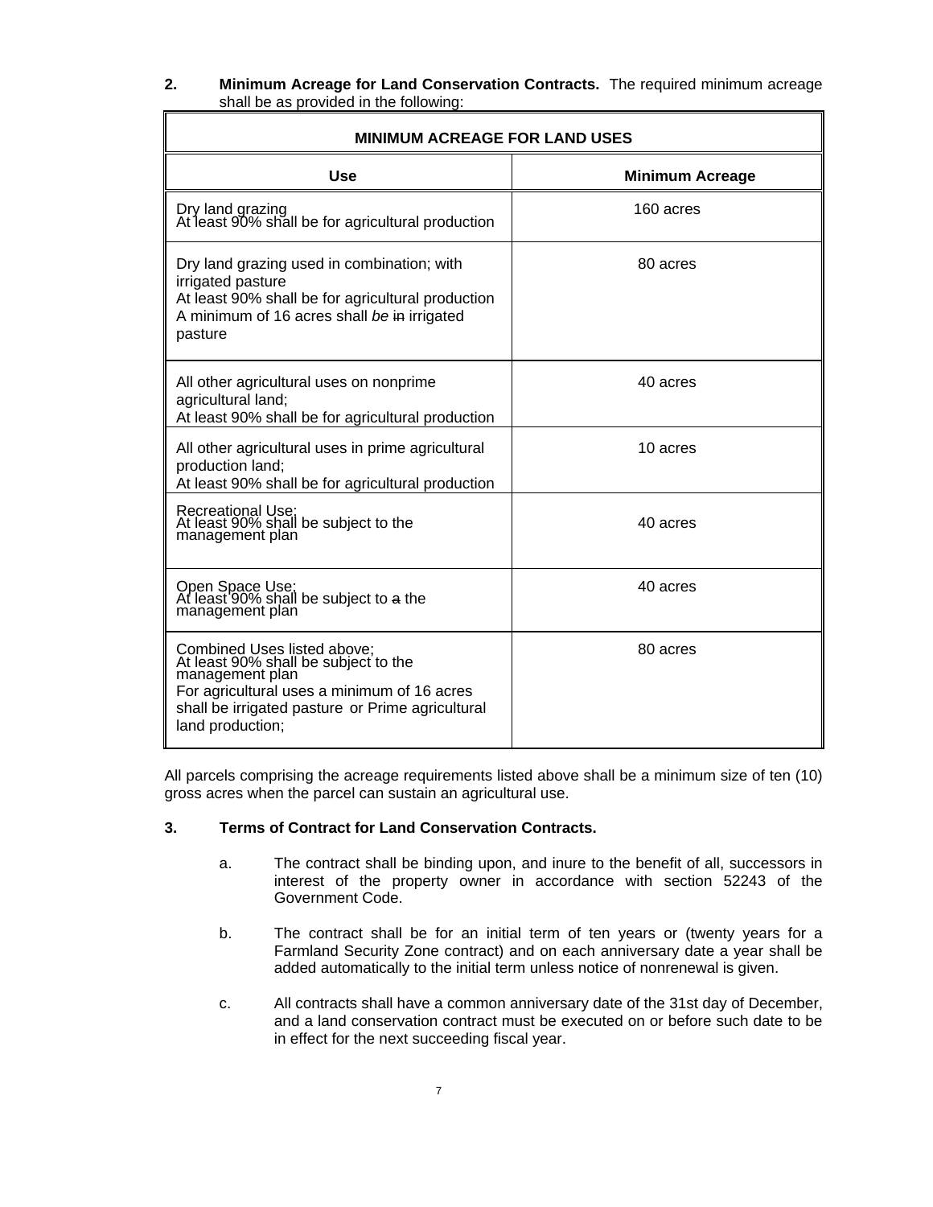2. **Minimum Acreage for Land Conservation Contracts.** The required minimum acreage shall be as provided in the following:

| MINIMUM ACREAGE FOR LAND USES | |
|---|---|
| **Use** | **Minimum Acreage** |
| Dry land grazing<br>At least 90% shall be for agricultural production | 160 acres |
| Dry land grazing used in combination; with irrigated pasture<br>At least 90% shall be for agricultural production<br>A minimum of 16 acres shall *be* ~~in~~ irrigated pasture | 80 acres |
| All other agricultural uses on nonprime agricultural land;<br>At least 90% shall be for agricultural production | 40 acres |
| All other agricultural uses in prime agricultural production land;<br>At least 90% shall be for agricultural production | 10 acres |
| Recreational Use;<br>At least 90% shall be subject to the management plan | 40 acres |
| Open Space Use;<br>At least 90% shall be subject to ~~a~~ the management plan | 40 acres |
| Combined Uses listed above;<br>At least 90% shall be subject to the management plan<br>For agricultural uses a minimum of 16 acres shall be irrigated pasture or Prime agricultural land production; | 80 acres |

All parcels comprising the acreage requirements listed above shall be a minimum size of ten (10) gross acres when the parcel can sustain an agricultural use.

3. **Terms of Contract for Land Conservation Contracts.**

   a. The contract shall be binding upon, and inure to the benefit of all, successors in interest of the property owner in accordance with section 52243 of the Government Code.

   b. The contract shall be for an initial term of ten years or (twenty years for a Farmland Security Zone contract) and on each anniversary date a year shall be added automatically to the initial term unless notice of nonrenewal is given.

   c. All contracts shall have a common anniversary date of the 31st day of December, and a land conservation contract must be executed on or before such date to be in effect for the next succeeding fiscal year.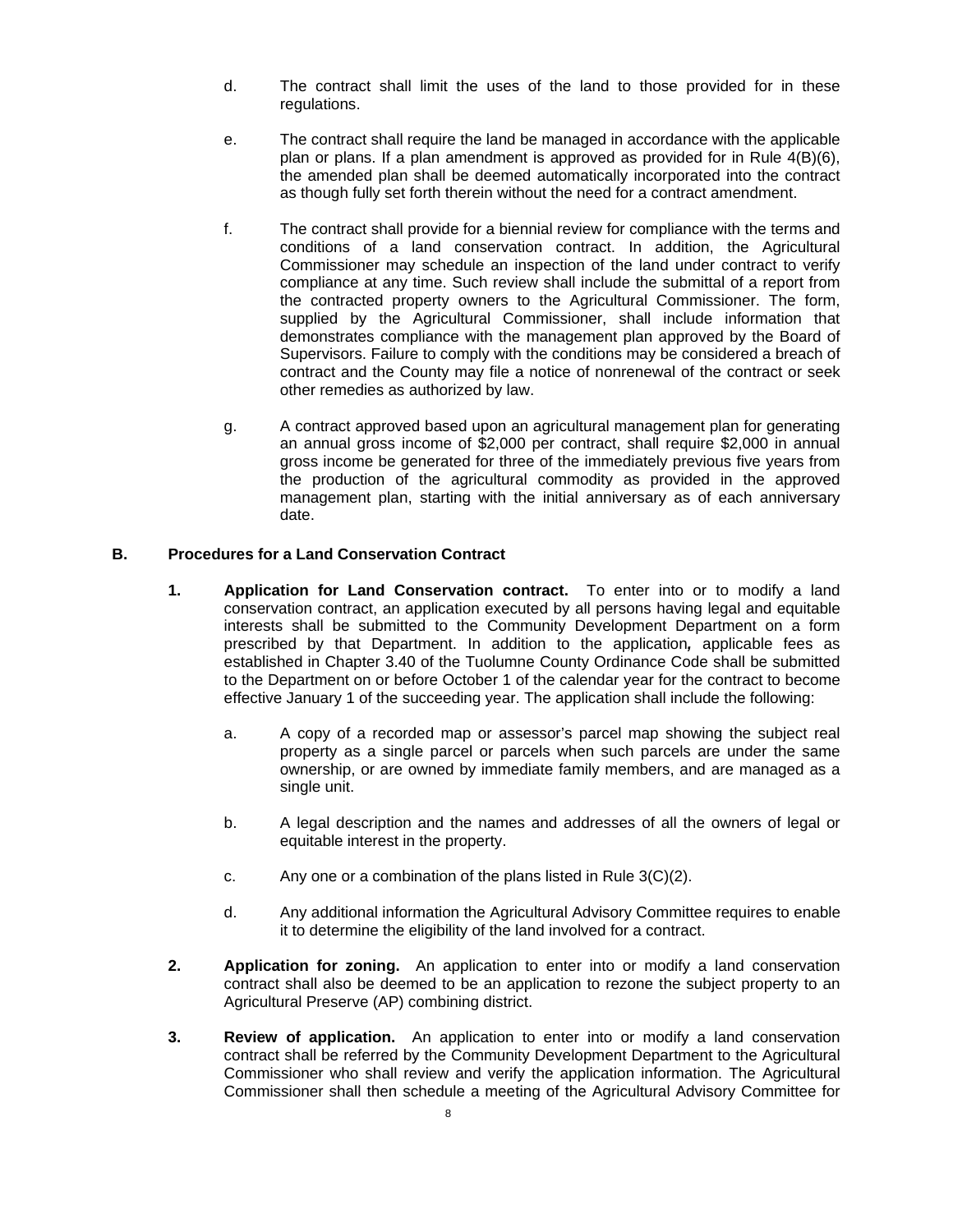d. The contract shall limit the uses of the land to those provided for in these regulations.

e. The contract shall require the land be managed in accordance with the applicable plan or plans. If a plan amendment is approved as provided for in Rule 4(B)(6), the amended plan shall be deemed automatically incorporated into the contract as though fully set forth therein without the need for a contract amendment.

f. The contract shall provide for a biennial review for compliance with the terms and conditions of a land conservation contract. In addition, the Agricultural Commissioner may schedule an inspection of the land under contract to verify compliance at any time. Such review shall include the submittal of a report from the contracted property owners to the Agricultural Commissioner. The form, supplied by the Agricultural Commissioner, shall include information that demonstrates compliance with the management plan approved by the Board of Supervisors. Failure to comply with the conditions may be considered a breach of contract and the County may file a notice of nonrenewal of the contract or seek other remedies as authorized by law.

g. A contract approved based upon an agricultural management plan for generating an annual gross income of $2,000 per contract, shall require $2,000 in annual gross income be generated for three of the immediately previous five years from the production of the agricultural commodity as provided in the approved management plan, starting with the initial anniversary as of each anniversary date.

**B. Procedures for a Land Conservation Contract**

**1. Application for Land Conservation contract.** To enter into or to modify a land conservation contract, an application executed by all persons having legal and equitable interests shall be submitted to the Community Development Department on a form prescribed by that Department. In addition to the application*,* applicable fees as established in Chapter 3.40 of the Tuolumne County Ordinance Code shall be submitted to the Department on or before October 1 of the calendar year for the contract to become effective January 1 of the succeeding year. The application shall include the following:

a. A copy of a recorded map or assessor's parcel map showing the subject real property as a single parcel or parcels when such parcels are under the same ownership, or are owned by immediate family members, and are managed as a single unit.

b. A legal description and the names and addresses of all the owners of legal or equitable interest in the property.

c. Any one or a combination of the plans listed in Rule 3(C)(2).

d. Any additional information the Agricultural Advisory Committee requires to enable it to determine the eligibility of the land involved for a contract.

**2. Application for zoning.** An application to enter into or modify a land conservation contract shall also be deemed to be an application to rezone the subject property to an Agricultural Preserve (AP) combining district.

**3. Review of application.** An application to enter into or modify a land conservation contract shall be referred by the Community Development Department to the Agricultural Commissioner who shall review and verify the application information. The Agricultural Commissioner shall then schedule a meeting of the Agricultural Advisory Committee for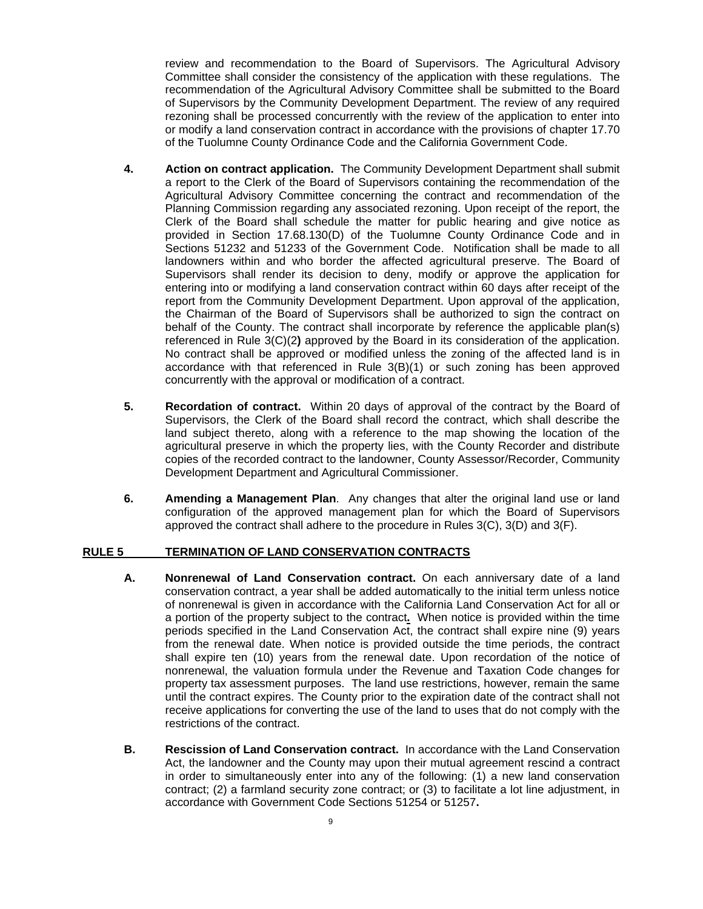review and recommendation to the Board of Supervisors. The Agricultural Advisory Committee shall consider the consistency of the application with these regulations. The recommendation of the Agricultural Advisory Committee shall be submitted to the Board of Supervisors by the Community Development Department. The review of any required rezoning shall be processed concurrently with the review of the application to enter into or modify a land conservation contract in accordance with the provisions of chapter 17.70 of the Tuolumne County Ordinance Code and the California Government Code.

**4. Action on contract application.** The Community Development Department shall submit a report to the Clerk of the Board of Supervisors containing the recommendation of the Agricultural Advisory Committee concerning the contract and recommendation of the Planning Commission regarding any associated rezoning. Upon receipt of the report, the Clerk of the Board shall schedule the matter for public hearing and give notice as provided in Section 17.68.130(D) of the Tuolumne County Ordinance Code and in Sections 51232 and 51233 of the Government Code. Notification shall be made to all landowners within and who border the affected agricultural preserve. The Board of Supervisors shall render its decision to deny, modify or approve the application for entering into or modifying a land conservation contract within 60 days after receipt of the report from the Community Development Department. Upon approval of the application, the Chairman of the Board of Supervisors shall be authorized to sign the contract on behalf of the County. The contract shall incorporate by reference the applicable plan(s) referenced in Rule 3(C)(2**)** approved by the Board in its consideration of the application. No contract shall be approved or modified unless the zoning of the affected land is in accordance with that referenced in Rule 3(B)(1) or such zoning has been approved concurrently with the approval or modification of a contract.

**5. Recordation of contract.** Within 20 days of approval of the contract by the Board of Supervisors, the Clerk of the Board shall record the contract, which shall describe the land subject thereto, along with a reference to the map showing the location of the agricultural preserve in which the property lies, with the County Recorder and distribute copies of the recorded contract to the landowner, County Assessor/Recorder, Community Development Department and Agricultural Commissioner.

**6. Amending a Management Plan**. Any changes that alter the original land use or land configuration of the approved management plan for which the Board of Supervisors approved the contract shall adhere to the procedure in Rules 3(C), 3(D) and 3(F).

## RULE 5 TERMINATION OF LAND CONSERVATION CONTRACTS

**A. Nonrenewal of Land Conservation contract.** On each anniversary date of a land conservation contract, a year shall be added automatically to the initial term unless notice of nonrenewal is given in accordance with the California Land Conservation Act for all or a portion of the property subject to the contract**.** When notice is provided within the time periods specified in the Land Conservation Act, the contract shall expire nine (9) years from the renewal date. When notice is provided outside the time periods, the contract shall expire ten (10) years from the renewal date. Upon recordation of the notice of nonrenewal, the valuation formula under the Revenue and Taxation Code changes for property tax assessment purposes. The land use restrictions, however, remain the same until the contract expires. The County prior to the expiration date of the contract shall not receive applications for converting the use of the land to uses that do not comply with the restrictions of the contract.

**B. Rescission of Land Conservation contract.** In accordance with the Land Conservation Act, the landowner and the County may upon their mutual agreement rescind a contract in order to simultaneously enter into any of the following: (1) a new land conservation contract; (2) a farmland security zone contract; or (3) to facilitate a lot line adjustment, in accordance with Government Code Sections 51254 or 51257**.**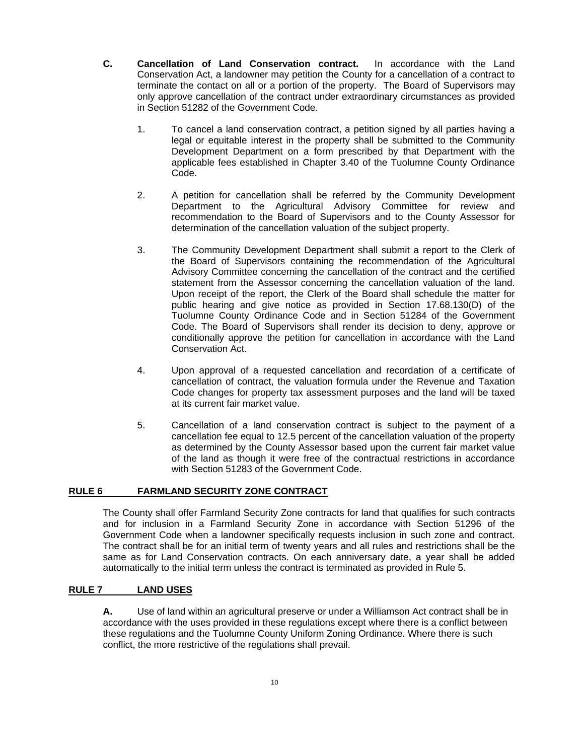**C. Cancellation of Land Conservation contract.** In accordance with the Land Conservation Act, a landowner may petition the County for a cancellation of a contract to terminate the contact on all or a portion of the property. The Board of Supervisors may only approve cancellation of the contract under extraordinary circumstances as provided in Section 51282 of the Government Code.

1. To cancel a land conservation contract, a petition signed by all parties having a legal or equitable interest in the property shall be submitted to the Community Development Department on a form prescribed by that Department with the applicable fees established in Chapter 3.40 of the Tuolumne County Ordinance Code.

2. A petition for cancellation shall be referred by the Community Development Department to the Agricultural Advisory Committee for review and recommendation to the Board of Supervisors and to the County Assessor for determination of the cancellation valuation of the subject property.

3. The Community Development Department shall submit a report to the Clerk of the Board of Supervisors containing the recommendation of the Agricultural Advisory Committee concerning the cancellation of the contract and the certified statement from the Assessor concerning the cancellation valuation of the land. Upon receipt of the report, the Clerk of the Board shall schedule the matter for public hearing and give notice as provided in Section 17.68.130(D) of the Tuolumne County Ordinance Code and in Section 51284 of the Government Code. The Board of Supervisors shall render its decision to deny, approve or conditionally approve the petition for cancellation in accordance with the Land Conservation Act.

4. Upon approval of a requested cancellation and recordation of a certificate of cancellation of contract, the valuation formula under the Revenue and Taxation Code changes for property tax assessment purposes and the land will be taxed at its current fair market value.

5. Cancellation of a land conservation contract is subject to the payment of a cancellation fee equal to 12.5 percent of the cancellation valuation of the property as determined by the County Assessor based upon the current fair market value of the land as though it were free of the contractual restrictions in accordance with Section 51283 of the Government Code.

## RULE 6 FARMLAND SECURITY ZONE CONTRACT

The County shall offer Farmland Security Zone contracts for land that qualifies for such contracts and for inclusion in a Farmland Security Zone in accordance with Section 51296 of the Government Code when a landowner specifically requests inclusion in such zone and contract. The contract shall be for an initial term of twenty years and all rules and restrictions shall be the same as for Land Conservation contracts. On each anniversary date, a year shall be added automatically to the initial term unless the contract is terminated as provided in Rule 5.

## RULE 7 LAND USES

**A.** Use of land within an agricultural preserve or under a Williamson Act contract shall be in accordance with the uses provided in these regulations except where there is a conflict between these regulations and the Tuolumne County Uniform Zoning Ordinance. Where there is such conflict, the more restrictive of the regulations shall prevail.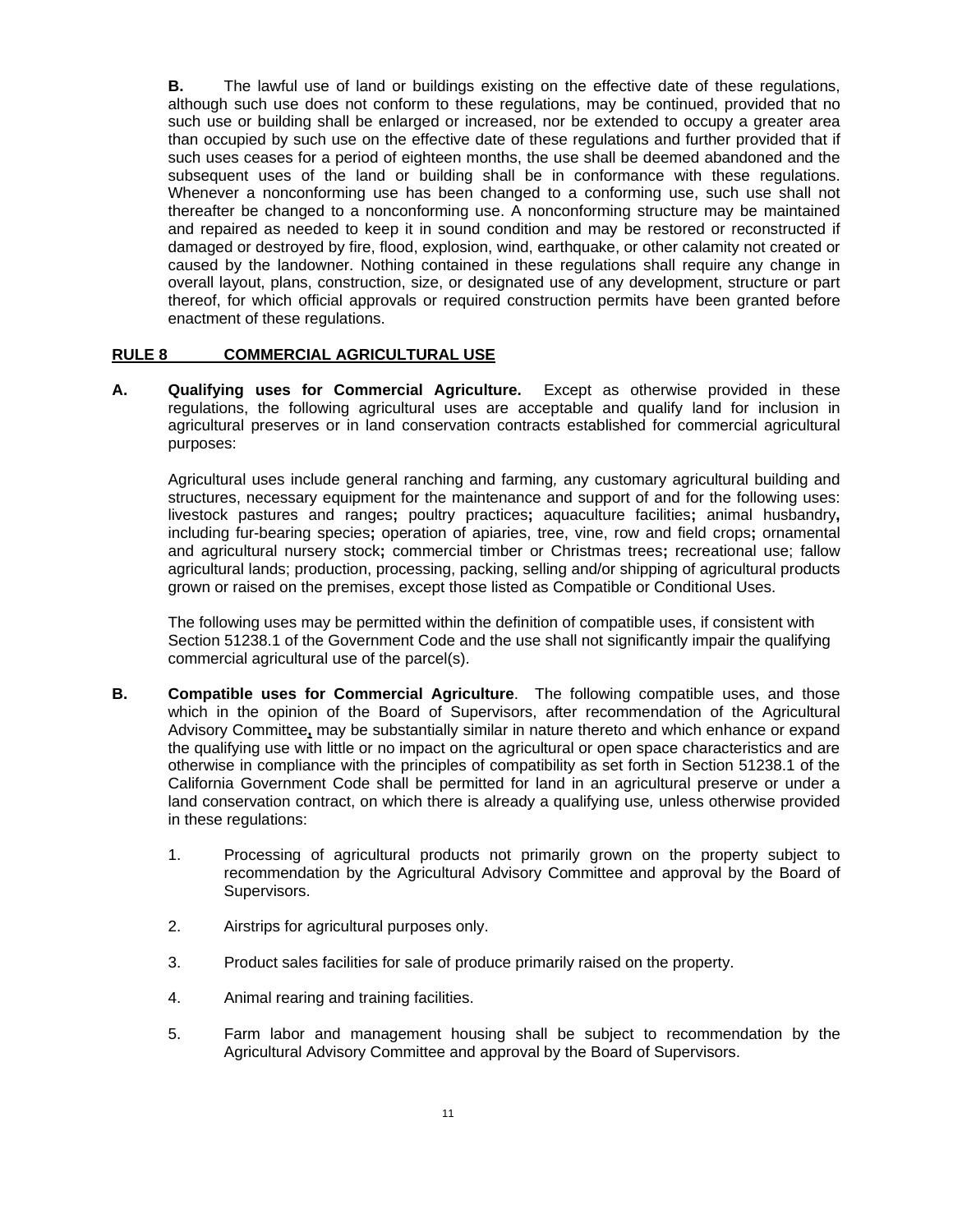**B.** The lawful use of land or buildings existing on the effective date of these regulations, although such use does not conform to these regulations, may be continued, provided that no such use or building shall be enlarged or increased, nor be extended to occupy a greater area than occupied by such use on the effective date of these regulations and further provided that if such uses ceases for a period of eighteen months, the use shall be deemed abandoned and the subsequent uses of the land or building shall be in conformance with these regulations. Whenever a nonconforming use has been changed to a conforming use, such use shall not thereafter be changed to a nonconforming use. A nonconforming structure may be maintained and repaired as needed to keep it in sound condition and may be restored or reconstructed if damaged or destroyed by fire, flood, explosion, wind, earthquake, or other calamity not created or caused by the landowner. Nothing contained in these regulations shall require any change in overall layout, plans, construction, size, or designated use of any development, structure or part thereof, for which official approvals or required construction permits have been granted before enactment of these regulations.

## RULE 8 COMMERCIAL AGRICULTURAL USE

**A. Qualifying uses for Commercial Agriculture.** Except as otherwise provided in these regulations, the following agricultural uses are acceptable and qualify land for inclusion in agricultural preserves or in land conservation contracts established for commercial agricultural purposes:

Agricultural uses include general ranching and farming*,* any customary agricultural building and structures, necessary equipment for the maintenance and support of and for the following uses: livestock pastures and ranges**;** poultry practices**;** aquaculture facilities**;** animal husbandry**,** including fur-bearing species**;** operation of apiaries, tree, vine, row and field crops**;** ornamental and agricultural nursery stock**;** commercial timber or Christmas trees**;** recreational use; fallow agricultural lands; production, processing, packing, selling and/or shipping of agricultural products grown or raised on the premises, except those listed as Compatible or Conditional Uses.

The following uses may be permitted within the definition of compatible uses, if consistent with Section 51238.1 of the Government Code and the use shall not significantly impair the qualifying commercial agricultural use of the parcel(s).

**B. Compatible uses for Commercial Agriculture**. The following compatible uses, and those which in the opinion of the Board of Supervisors, after recommendation of the Agricultural Advisory Committee**,** may be substantially similar in nature thereto and which enhance or expand the qualifying use with little or no impact on the agricultural or open space characteristics and are otherwise in compliance with the principles of compatibility as set forth in Section 51238.1 of the California Government Code shall be permitted for land in an agricultural preserve or under a land conservation contract, on which there is already a qualifying use*,* unless otherwise provided in these regulations:

1. Processing of agricultural products not primarily grown on the property subject to recommendation by the Agricultural Advisory Committee and approval by the Board of Supervisors.

2. Airstrips for agricultural purposes only.

3. Product sales facilities for sale of produce primarily raised on the property.

4. Animal rearing and training facilities.

5. Farm labor and management housing shall be subject to recommendation by the Agricultural Advisory Committee and approval by the Board of Supervisors.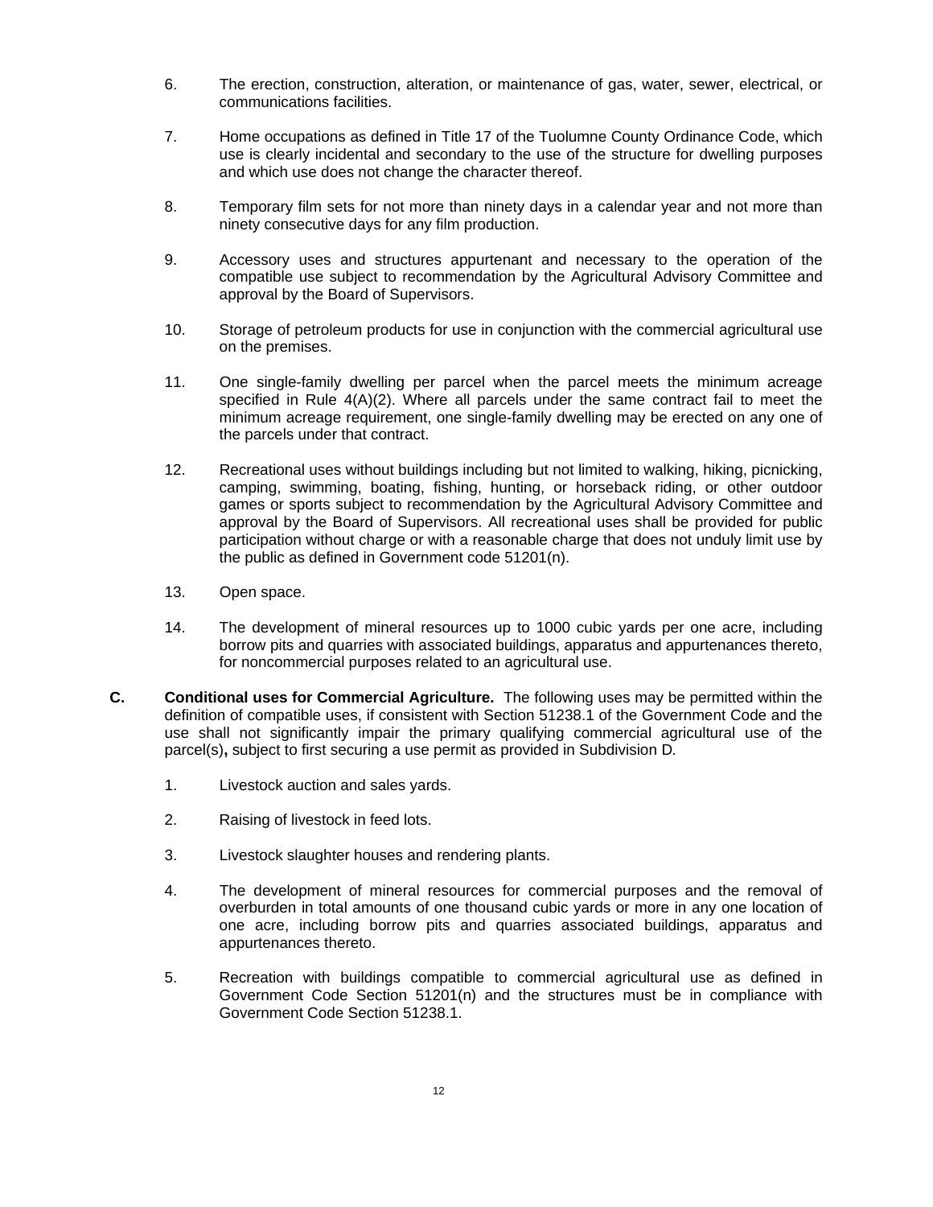6. The erection, construction, alteration, or maintenance of gas, water, sewer, electrical, or communications facilities.

7. Home occupations as defined in Title 17 of the Tuolumne County Ordinance Code, which use is clearly incidental and secondary to the use of the structure for dwelling purposes and which use does not change the character thereof.

8. Temporary film sets for not more than ninety days in a calendar year and not more than ninety consecutive days for any film production.

9. Accessory uses and structures appurtenant and necessary to the operation of the compatible use subject to recommendation by the Agricultural Advisory Committee and approval by the Board of Supervisors.

10. Storage of petroleum products for use in conjunction with the commercial agricultural use on the premises.

11. One single-family dwelling per parcel when the parcel meets the minimum acreage specified in Rule 4(A)(2). Where all parcels under the same contract fail to meet the minimum acreage requirement, one single-family dwelling may be erected on any one of the parcels under that contract.

12. Recreational uses without buildings including but not limited to walking, hiking, picnicking, camping, swimming, boating, fishing, hunting, or horseback riding, or other outdoor games or sports subject to recommendation by the Agricultural Advisory Committee and approval by the Board of Supervisors. All recreational uses shall be provided for public participation without charge or with a reasonable charge that does not unduly limit use by the public as defined in Government code 51201(n).

13. Open space.

14. The development of mineral resources up to 1000 cubic yards per one acre, including borrow pits and quarries with associated buildings, apparatus and appurtenances thereto, for noncommercial purposes related to an agricultural use.

**C. Conditional uses for Commercial Agriculture.** The following uses may be permitted within the definition of compatible uses, if consistent with Section 51238.1 of the Government Code and the use shall not significantly impair the primary qualifying commercial agricultural use of the parcel(s)**,** subject to first securing a use permit as provided in Subdivision D.

1. Livestock auction and sales yards.

2. Raising of livestock in feed lots.

3. Livestock slaughter houses and rendering plants.

4. The development of mineral resources for commercial purposes and the removal of overburden in total amounts of one thousand cubic yards or more in any one location of one acre, including borrow pits and quarries associated buildings, apparatus and appurtenances thereto.

5. Recreation with buildings compatible to commercial agricultural use as defined in Government Code Section 51201(n) and the structures must be in compliance with Government Code Section 51238.1.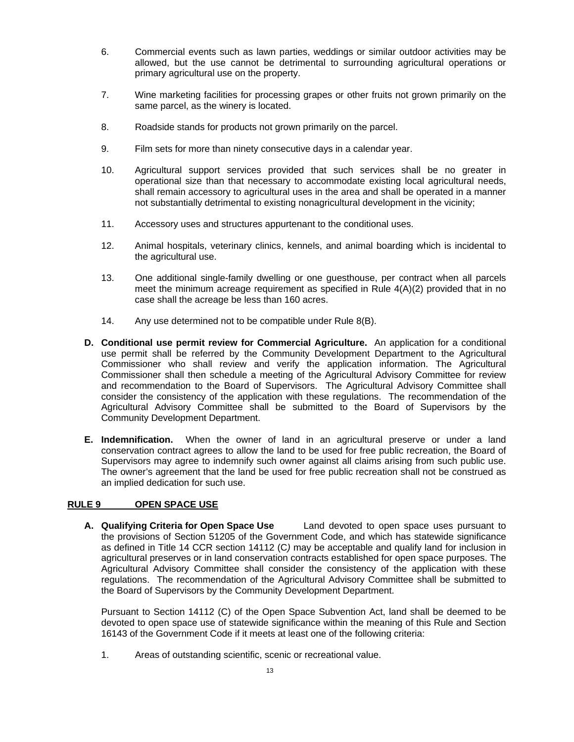6. Commercial events such as lawn parties, weddings or similar outdoor activities may be allowed, but the use cannot be detrimental to surrounding agricultural operations or primary agricultural use on the property.

7. Wine marketing facilities for processing grapes or other fruits not grown primarily on the same parcel, as the winery is located.

8. Roadside stands for products not grown primarily on the parcel.

9. Film sets for more than ninety consecutive days in a calendar year.

10. Agricultural support services provided that such services shall be no greater in operational size than that necessary to accommodate existing local agricultural needs, shall remain accessory to agricultural uses in the area and shall be operated in a manner not substantially detrimental to existing nonagricultural development in the vicinity;

11. Accessory uses and structures appurtenant to the conditional uses.

12. Animal hospitals, veterinary clinics, kennels, and animal boarding which is incidental to the agricultural use.

13. One additional single-family dwelling or one guesthouse, per contract when all parcels meet the minimum acreage requirement as specified in Rule 4(A)(2) provided that in no case shall the acreage be less than 160 acres.

14. Any use determined not to be compatible under Rule 8(B).

**D. Conditional use permit review for Commercial Agriculture.** An application for a conditional use permit shall be referred by the Community Development Department to the Agricultural Commissioner who shall review and verify the application information. The Agricultural Commissioner shall then schedule a meeting of the Agricultural Advisory Committee for review and recommendation to the Board of Supervisors. The Agricultural Advisory Committee shall consider the consistency of the application with these regulations. The recommendation of the Agricultural Advisory Committee shall be submitted to the Board of Supervisors by the Community Development Department.

**E. Indemnification.** When the owner of land in an agricultural preserve or under a land conservation contract agrees to allow the land to be used for free public recreation, the Board of Supervisors may agree to indemnify such owner against all claims arising from such public use. The owner's agreement that the land be used for free public recreation shall not be construed as an implied dedication for such use.

## RULE 9 OPEN SPACE USE

**A. Qualifying Criteria for Open Space Use** Land devoted to open space uses pursuant to the provisions of Section 51205 of the Government Code, and which has statewide significance as defined in Title 14 CCR section 14112 (C) may be acceptable and qualify land for inclusion in agricultural preserves or in land conservation contracts established for open space purposes. The Agricultural Advisory Committee shall consider the consistency of the application with these regulations. The recommendation of the Agricultural Advisory Committee shall be submitted to the Board of Supervisors by the Community Development Department.

Pursuant to Section 14112 (C) of the Open Space Subvention Act, land shall be deemed to be devoted to open space use of statewide significance within the meaning of this Rule and Section 16143 of the Government Code if it meets at least one of the following criteria:

1. Areas of outstanding scientific, scenic or recreational value.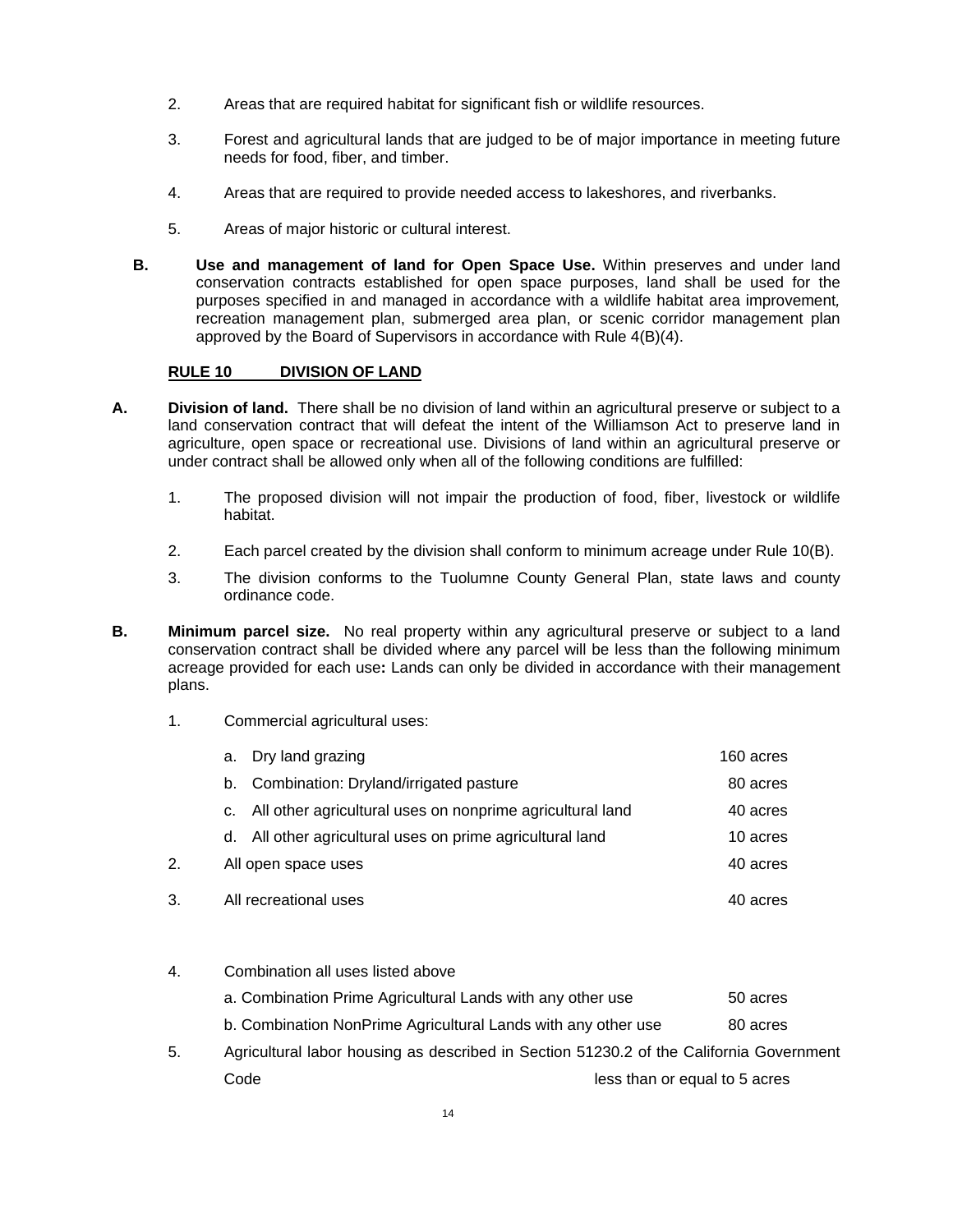2. Areas that are required habitat for significant fish or wildlife resources.

3. Forest and agricultural lands that are judged to be of major importance in meeting future needs for food, fiber, and timber.

4. Areas that are required to provide needed access to lakeshores, and riverbanks.

5. Areas of major historic or cultural interest.

**B. Use and management of land for Open Space Use.** Within preserves and under land conservation contracts established for open space purposes, land shall be used for the purposes specified in and managed in accordance with a wildlife habitat area improvement*,* recreation management plan, submerged area plan, or scenic corridor management plan approved by the Board of Supervisors in accordance with Rule 4(B)(4).

## RULE 10 DIVISION OF LAND

**A. Division of land.** There shall be no division of land within an agricultural preserve or subject to a land conservation contract that will defeat the intent of the Williamson Act to preserve land in agriculture, open space or recreational use. Divisions of land within an agricultural preserve or under contract shall be allowed only when all of the following conditions are fulfilled:

1. The proposed division will not impair the production of food, fiber, livestock or wildlife habitat.

2. Each parcel created by the division shall conform to minimum acreage under Rule 10(B).

3. The division conforms to the Tuolumne County General Plan, state laws and county ordinance code.

**B. Minimum parcel size.** No real property within any agricultural preserve or subject to a land conservation contract shall be divided where any parcel will be less than the following minimum acreage provided for each use**:** Lands can only be divided in accordance with their management plans.

1. Commercial agricultural uses:

| | | |
|---|---|---|
| 1. | a. Dry land grazing | 160 acres |
| | b. Combination: Dryland/irrigated pasture | 80 acres |
| | c. All other agricultural uses on nonprime agricultural land | 40 acres |
| | d. All other agricultural uses on prime agricultural land | 10 acres |
| 2. | All open space uses | 40 acres |
| 3. | All recreational uses | 40 acres |
| 4. | Combination all uses listed above | |
| | a. Combination Prime Agricultural Lands with any other use | 50 acres |
| | b. Combination NonPrime Agricultural Lands with any other use | 80 acres |
| 5. | Agricultural labor housing as described in Section 51230.2 of the California Government Code | less than or equal to 5 acres |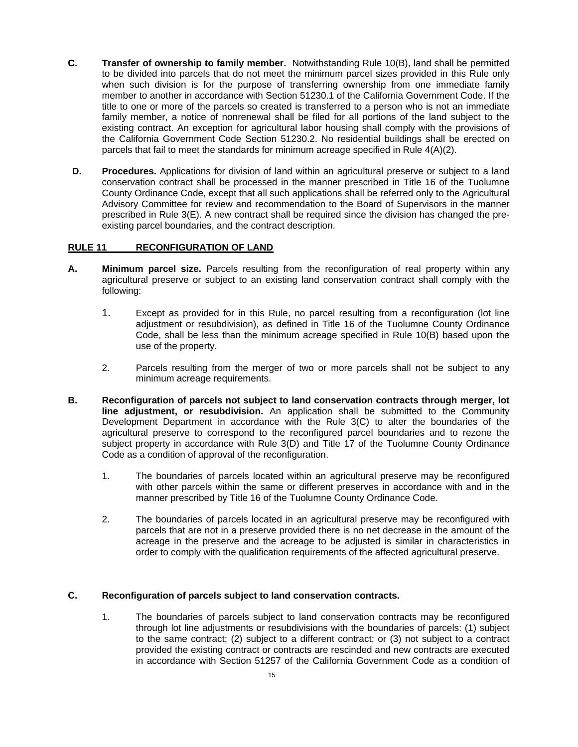**C. Transfer of ownership to family member.** Notwithstanding Rule 10(B), land shall be permitted to be divided into parcels that do not meet the minimum parcel sizes provided in this Rule only when such division is for the purpose of transferring ownership from one immediate family member to another in accordance with Section 51230.1 of the California Government Code. If the title to one or more of the parcels so created is transferred to a person who is not an immediate family member, a notice of nonrenewal shall be filed for all portions of the land subject to the existing contract. An exception for agricultural labor housing shall comply with the provisions of the California Government Code Section 51230.2. No residential buildings shall be erected on parcels that fail to meet the standards for minimum acreage specified in Rule 4(A)(2).

**D. Procedures.** Applications for division of land within an agricultural preserve or subject to a land conservation contract shall be processed in the manner prescribed in Title 16 of the Tuolumne County Ordinance Code, except that all such applications shall be referred only to the Agricultural Advisory Committee for review and recommendation to the Board of Supervisors in the manner prescribed in Rule 3(E). A new contract shall be required since the division has changed the pre-existing parcel boundaries, and the contract description.

## RULE 11 RECONFIGURATION OF LAND

**A. Minimum parcel size.** Parcels resulting from the reconfiguration of real property within any agricultural preserve or subject to an existing land conservation contract shall comply with the following:

1. Except as provided for in this Rule, no parcel resulting from a reconfiguration (lot line adjustment or resubdivision), as defined in Title 16 of the Tuolumne County Ordinance Code, shall be less than the minimum acreage specified in Rule 10(B) based upon the use of the property.

2. Parcels resulting from the merger of two or more parcels shall not be subject to any minimum acreage requirements.

**B. Reconfiguration of parcels not subject to land conservation contracts through merger, lot line adjustment, or resubdivision.** An application shall be submitted to the Community Development Department in accordance with the Rule 3(C) to alter the boundaries of the agricultural preserve to correspond to the reconfigured parcel boundaries and to rezone the subject property in accordance with Rule 3(D) and Title 17 of the Tuolumne County Ordinance Code as a condition of approval of the reconfiguration.

1. The boundaries of parcels located within an agricultural preserve may be reconfigured with other parcels within the same or different preserves in accordance with and in the manner prescribed by Title 16 of the Tuolumne County Ordinance Code.

2. The boundaries of parcels located in an agricultural preserve may be reconfigured with parcels that are not in a preserve provided there is no net decrease in the amount of the acreage in the preserve and the acreage to be adjusted is similar in characteristics in order to comply with the qualification requirements of the affected agricultural preserve.

**C. Reconfiguration of parcels subject to land conservation contracts.**

1. The boundaries of parcels subject to land conservation contracts may be reconfigured through lot line adjustments or resubdivisions with the boundaries of parcels: (1) subject to the same contract; (2) subject to a different contract; or (3) not subject to a contract provided the existing contract or contracts are rescinded and new contracts are executed in accordance with Section 51257 of the California Government Code as a condition of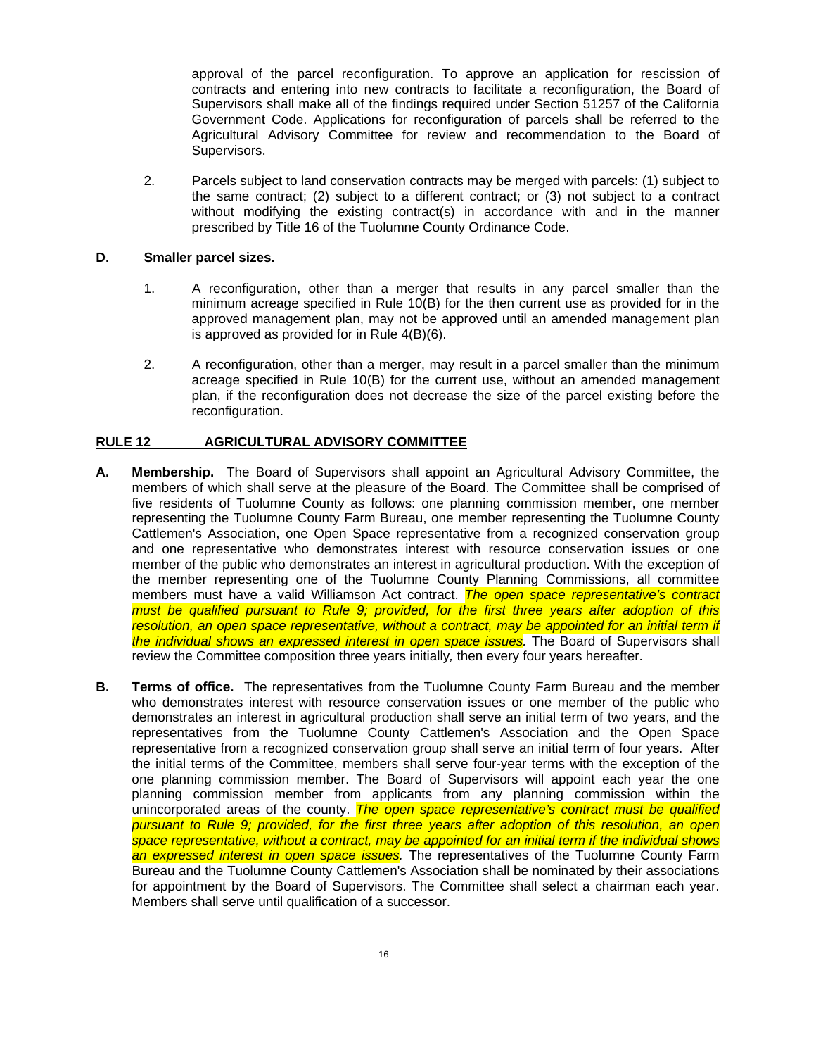approval of the parcel reconfiguration. To approve an application for rescission of contracts and entering into new contracts to facilitate a reconfiguration, the Board of Supervisors shall make all of the findings required under Section 51257 of the California Government Code. Applications for reconfiguration of parcels shall be referred to the Agricultural Advisory Committee for review and recommendation to the Board of Supervisors.

2. Parcels subject to land conservation contracts may be merged with parcels: (1) subject to the same contract; (2) subject to a different contract; or (3) not subject to a contract without modifying the existing contract(s) in accordance with and in the manner prescribed by Title 16 of the Tuolumne County Ordinance Code.

**D. Smaller parcel sizes.**

1. A reconfiguration, other than a merger that results in any parcel smaller than the minimum acreage specified in Rule 10(B) for the then current use as provided for in the approved management plan, may not be approved until an amended management plan is approved as provided for in Rule 4(B)(6).

2. A reconfiguration, other than a merger, may result in a parcel smaller than the minimum acreage specified in Rule 10(B) for the current use, without an amended management plan, if the reconfiguration does not decrease the size of the parcel existing before the reconfiguration.

## RULE 12 AGRICULTURAL ADVISORY COMMITTEE

**A. Membership.** The Board of Supervisors shall appoint an Agricultural Advisory Committee, the members of which shall serve at the pleasure of the Board. The Committee shall be comprised of five residents of Tuolumne County as follows: one planning commission member, one member representing the Tuolumne County Farm Bureau, one member representing the Tuolumne County Cattlemen's Association, one Open Space representative from a recognized conservation group and one representative who demonstrates interest with resource conservation issues or one member of the public who demonstrates an interest in agricultural production. With the exception of the member representing one of the Tuolumne County Planning Commissions, all committee members must have a valid Williamson Act contract. *The open space representative's contract must be qualified pursuant to Rule 9; provided, for the first three years after adoption of this resolution, an open space representative, without a contract, may be appointed for an initial term if the individual shows an expressed interest in open space issues.* The Board of Supervisors shall review the Committee composition three years initially, then every four years hereafter.

**B. Terms of office.** The representatives from the Tuolumne County Farm Bureau and the member who demonstrates interest with resource conservation issues or one member of the public who demonstrates an interest in agricultural production shall serve an initial term of two years, and the representatives from the Tuolumne County Cattlemen's Association and the Open Space representative from a recognized conservation group shall serve an initial term of four years. After the initial terms of the Committee, members shall serve four-year terms with the exception of the one planning commission member. The Board of Supervisors will appoint each year the one planning commission member from applicants from any planning commission within the unincorporated areas of the county. *The open space representative's contract must be qualified pursuant to Rule 9; provided, for the first three years after adoption of this resolution, an open space representative, without a contract, may be appointed for an initial term if the individual shows an expressed interest in open space issues.* The representatives of the Tuolumne County Farm Bureau and the Tuolumne County Cattlemen's Association shall be nominated by their associations for appointment by the Board of Supervisors. The Committee shall select a chairman each year. Members shall serve until qualification of a successor.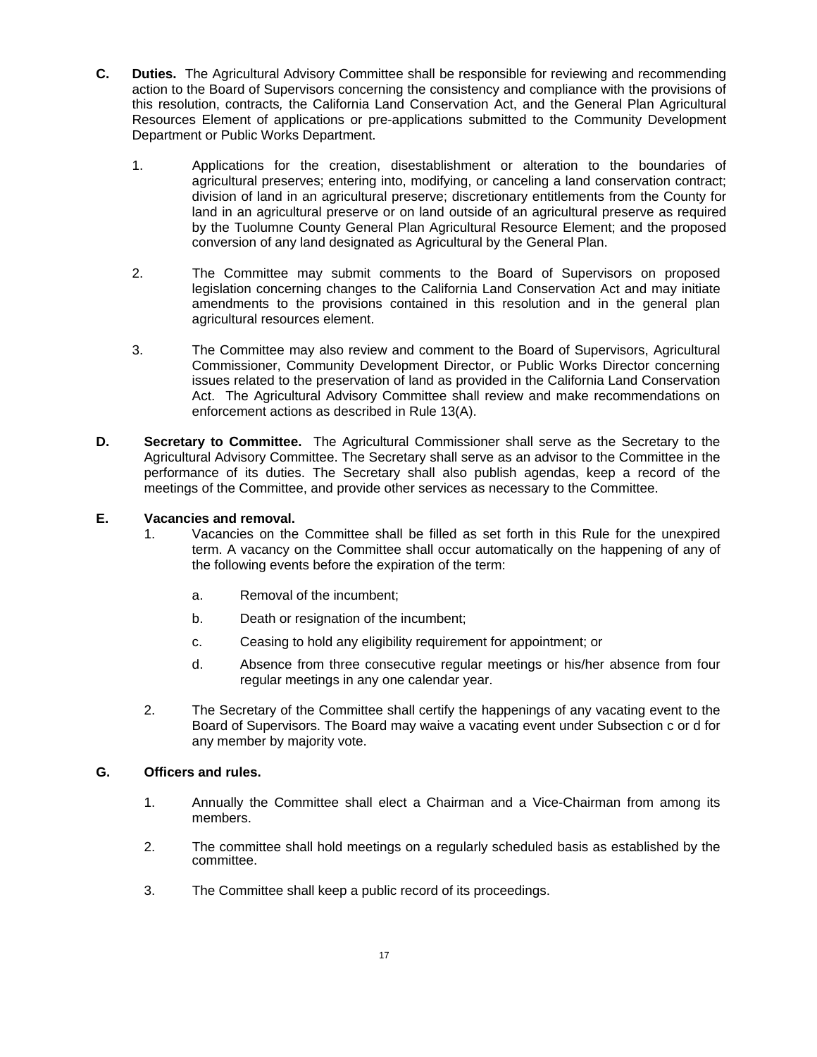**C. Duties.** The Agricultural Advisory Committee shall be responsible for reviewing and recommending action to the Board of Supervisors concerning the consistency and compliance with the provisions of this resolution, contracts, the California Land Conservation Act, and the General Plan Agricultural Resources Element of applications or pre-applications submitted to the Community Development Department or Public Works Department.

1. Applications for the creation, disestablishment or alteration to the boundaries of agricultural preserves; entering into, modifying, or canceling a land conservation contract; division of land in an agricultural preserve; discretionary entitlements from the County for land in an agricultural preserve or on land outside of an agricultural preserve as required by the Tuolumne County General Plan Agricultural Resource Element; and the proposed conversion of any land designated as Agricultural by the General Plan.

2. The Committee may submit comments to the Board of Supervisors on proposed legislation concerning changes to the California Land Conservation Act and may initiate amendments to the provisions contained in this resolution and in the general plan agricultural resources element.

3. The Committee may also review and comment to the Board of Supervisors, Agricultural Commissioner, Community Development Director, or Public Works Director concerning issues related to the preservation of land as provided in the California Land Conservation Act. The Agricultural Advisory Committee shall review and make recommendations on enforcement actions as described in Rule 13(A).

**D. Secretary to Committee.** The Agricultural Commissioner shall serve as the Secretary to the Agricultural Advisory Committee. The Secretary shall serve as an advisor to the Committee in the performance of its duties. The Secretary shall also publish agendas, keep a record of the meetings of the Committee, and provide other services as necessary to the Committee.

**E. Vacancies and removal.**

1. Vacancies on the Committee shall be filled as set forth in this Rule for the unexpired term. A vacancy on the Committee shall occur automatically on the happening of any of the following events before the expiration of the term:

    a. Removal of the incumbent;

    b. Death or resignation of the incumbent;

    c. Ceasing to hold any eligibility requirement for appointment; or

    d. Absence from three consecutive regular meetings or his/her absence from four regular meetings in any one calendar year.

2. The Secretary of the Committee shall certify the happenings of any vacating event to the Board of Supervisors. The Board may waive a vacating event under Subsection c or d for any member by majority vote.

**G. Officers and rules.**

1. Annually the Committee shall elect a Chairman and a Vice-Chairman from among its members.

2. The committee shall hold meetings on a regularly scheduled basis as established by the committee.

3. The Committee shall keep a public record of its proceedings.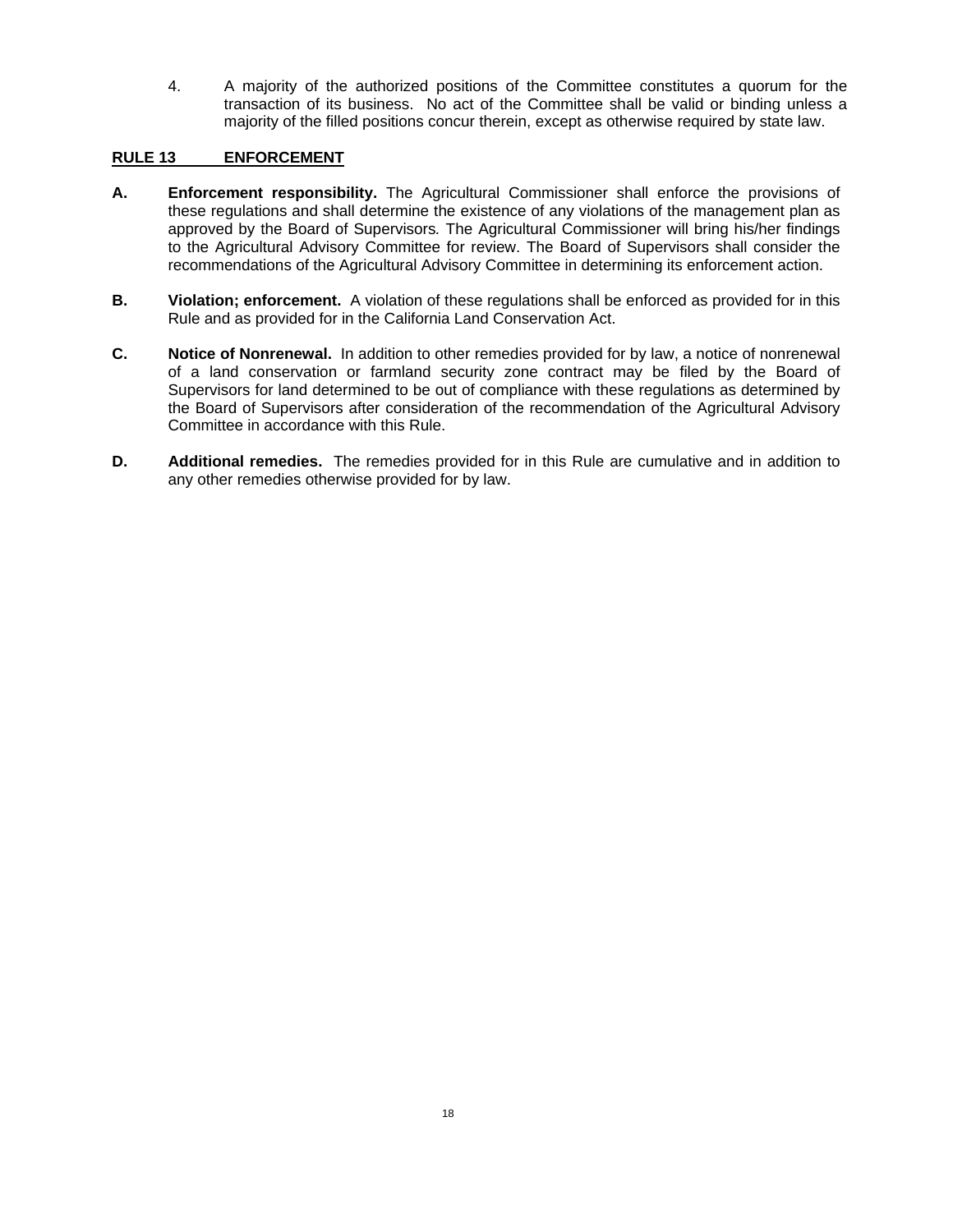4. A majority of the authorized positions of the Committee constitutes a quorum for the transaction of its business. No act of the Committee shall be valid or binding unless a majority of the filled positions concur therein, except as otherwise required by state law.

## RULE 13 ENFORCEMENT

**A. Enforcement responsibility.** The Agricultural Commissioner shall enforce the provisions of these regulations and shall determine the existence of any violations of the management plan as approved by the Board of Supervisors. The Agricultural Commissioner will bring his/her findings to the Agricultural Advisory Committee for review. The Board of Supervisors shall consider the recommendations of the Agricultural Advisory Committee in determining its enforcement action.

**B. Violation; enforcement.** A violation of these regulations shall be enforced as provided for in this Rule and as provided for in the California Land Conservation Act.

**C. Notice of Nonrenewal.** In addition to other remedies provided for by law, a notice of nonrenewal of a land conservation or farmland security zone contract may be filed by the Board of Supervisors for land determined to be out of compliance with these regulations as determined by the Board of Supervisors after consideration of the recommendation of the Agricultural Advisory Committee in accordance with this Rule.

**D. Additional remedies.** The remedies provided for in this Rule are cumulative and in addition to any other remedies otherwise provided for by law.